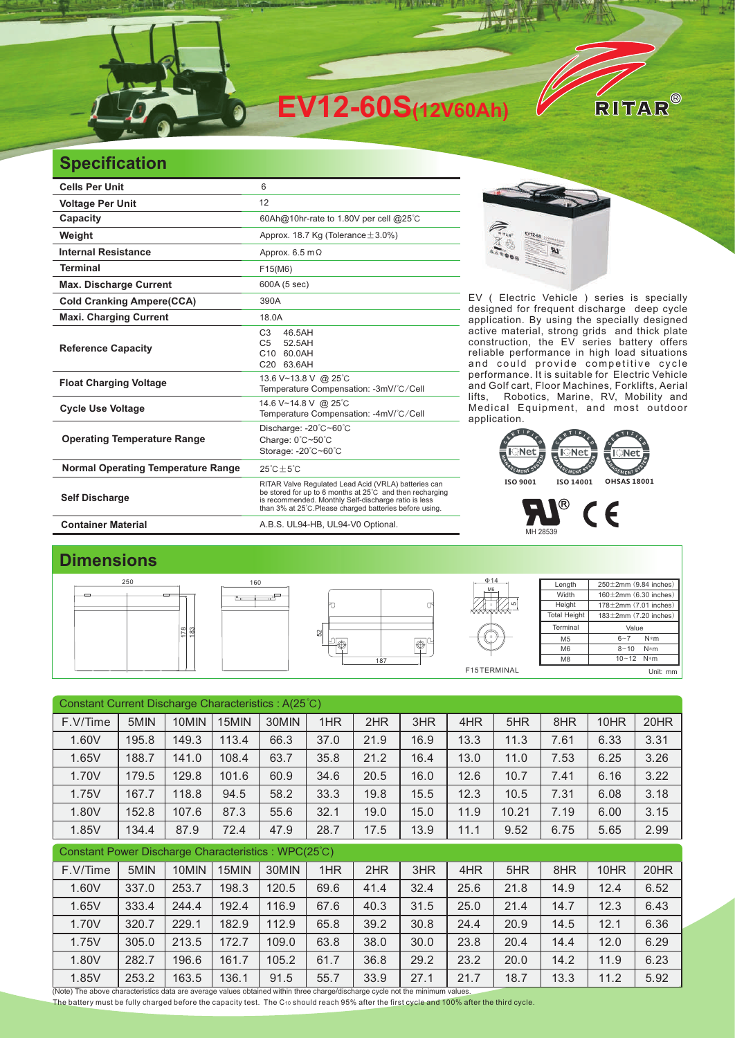# EV12-60S(12V60Ah)

RITAR®

## Specification

| | |
|---|---|
| **Cells Per Unit** | 6 |
| **Voltage Per Unit** | 12 |
| **Capacity** | 60Ah@10hr-rate to 1.80V per cell @25℃ |
| **Weight** | Approx. 18.7 Kg (Tolerance±3.0%) |
| **Internal Resistance** | Approx. 6.5 mΩ |
| **Terminal** | F15(M6) |
| **Max. Discharge Current** | 600A (5 sec) |
| **Cold Cranking Ampere(CCA)** | 390A |
| **Maxi. Charging Current** | 18.0A |
| **Reference Capacity** | C3 46.5AH<br>C5 52.5AH<br>C10 60.0AH<br>C20 63.6AH |
| **Float Charging Voltage** | 13.6 V~13.8 V @ 25℃<br>Temperature Compensation: -3mV/℃/Cell |
| **Cycle Use Voltage** | 14.6 V~14.8 V @ 25℃<br>Temperature Compensation: -4mV/℃/Cell |
| **Operating Temperature Range** | Discharge: -20℃~60℃<br>Charge: 0℃~50℃<br>Storage: -20℃~60℃ |
| **Normal Operating Temperature Range** | 25℃±5℃ |
| **Self Discharge** | RITAR Valve Regulated Lead Acid (VRLA) batteries can be stored for up to 6 months at 25℃ and then recharging is recommended. Monthly Self-discharge ratio is less than 3% at 25℃.Please charged batteries before using. |
| **Container Material** | A.B.S. UL94-HB, UL94-V0 Optional. |

EV ( Electric Vehicle ) series is specially designed for frequent discharge deep cycle application. By using the specially designed active material, strong grids and thick plate construction, the EV series battery offers reliable performance in high load situations and could provide competitive cycle performance. It is suitable for Electric Vehicle and Golf cart, Floor Machines, Forklifts, Aerial lifts, Robotics, Marine, RV, Mobility and Medical Equipment, and most outdoor application.

ISO 9001 ISO 14001 OHSAS 18001

MH 28539

## Dimensions

| Length | 250±2mm (9.84 inches) |
|---|---|
| Width | 160±2mm (6.30 inches) |
| Height | 178±2mm (7.01 inches) |
| Total Height | 183±2mm (7.20 inches) |

| Terminal | Value |
|---|---|
| M5 | 6~7 N·m |
| M6 | 8~10 N·m |
| M8 | 10~12 N·m |

F15TERMINAL

Unit: mm

Constant Current Discharge Characteristics : A(25℃)

| F.V/Time | 5MIN | 10MIN | 15MIN | 30MIN | 1HR | 2HR | 3HR | 4HR | 5HR | 8HR | 10HR | 20HR |
|---|---|---|---|---|---|---|---|---|---|---|---|---|
| 1.60V | 195.8 | 149.3 | 113.4 | 66.3 | 37.0 | 21.9 | 16.9 | 13.3 | 11.3 | 7.61 | 6.33 | 3.31 |
| 1.65V | 188.7 | 141.0 | 108.4 | 63.7 | 35.8 | 21.2 | 16.4 | 13.0 | 11.0 | 7.53 | 6.25 | 3.26 |
| 1.70V | 179.5 | 129.8 | 101.6 | 60.9 | 34.6 | 20.5 | 16.0 | 12.6 | 10.7 | 7.41 | 6.16 | 3.22 |
| 1.75V | 167.7 | 118.8 | 94.5 | 58.2 | 33.3 | 19.8 | 15.5 | 12.3 | 10.5 | 7.31 | 6.08 | 3.18 |
| 1.80V | 152.8 | 107.6 | 87.3 | 55.6 | 32.1 | 19.0 | 15.0 | 11.9 | 10.21 | 7.19 | 6.00 | 3.15 |
| 1.85V | 134.4 | 87.9 | 72.4 | 47.9 | 28.7 | 17.5 | 13.9 | 11.1 | 9.52 | 6.75 | 5.65 | 2.99 |

Constant Power Discharge Characteristics : WPC(25℃)

| F.V/Time | 5MIN | 10MIN | 15MIN | 30MIN | 1HR | 2HR | 3HR | 4HR | 5HR | 8HR | 10HR | 20HR |
|---|---|---|---|---|---|---|---|---|---|---|---|---|
| 1.60V | 337.0 | 253.7 | 198.3 | 120.5 | 69.6 | 41.4 | 32.4 | 25.6 | 21.8 | 14.9 | 12.4 | 6.52 |
| 1.65V | 333.4 | 244.4 | 192.4 | 116.9 | 67.6 | 40.3 | 31.5 | 25.0 | 21.4 | 14.7 | 12.3 | 6.43 |
| 1.70V | 320.7 | 229.1 | 182.9 | 112.9 | 65.8 | 39.2 | 30.8 | 24.4 | 20.9 | 14.5 | 12.1 | 6.36 |
| 1.75V | 305.0 | 213.5 | 172.7 | 109.0 | 63.8 | 38.0 | 30.0 | 23.8 | 20.4 | 14.4 | 12.0 | 6.29 |
| 1.80V | 282.7 | 196.6 | 161.7 | 105.2 | 61.7 | 36.8 | 29.2 | 23.2 | 20.0 | 14.2 | 11.9 | 6.23 |
| 1.85V | 253.2 | 163.5 | 136.1 | 91.5 | 55.7 | 33.9 | 27.1 | 21.7 | 18.7 | 13.3 | 11.2 | 5.92 |

(Note) The above characteristics data are average values obtained within three charge/discharge cycle not the minimum values.
The battery must be fully charged before the capacity test. The $C_{10}$ should reach 95% after the first cycle and 100% after the third cycle.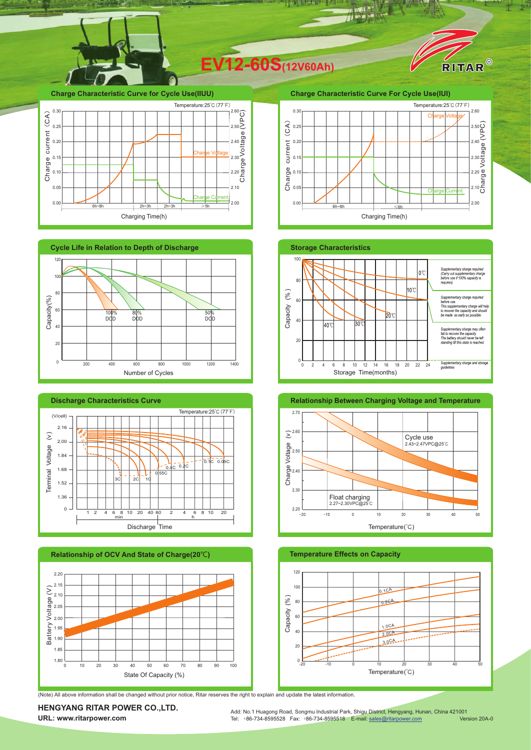# EV12-60S(12V60Ah)

RITAR®

## Charge Characteristic Curve for Cycle Use(IIUU)

Temperature:25℃ (77℉)

Charge current (CA)
0.30
0.25
0.20
0.15
0.10
0.05
0.00

Charge Voltage (VPC)
2.60
2.50
2.40
2.30
2.20
2.10
2.00

Charge Voltage
Charge Current

6h~8h
2h~3h
2h~3h
≥5h

Charging Time(h)

## Charge Characteristic Curve For Cycle Use(IUI)

Temperature:25℃ (77℉)

Charge current (CA)
0.30
0.25
0.20
0.15
0.10
0.05
0.00

Charge Voltage (VPC)
2.60
2.50
2.40
2.30
2.20
2.10
2.00

Charge Voltage
Charge Current

6h~8h
≤6h

Charging Time(h)

## Cycle Life in Relation to Depth of Discharge

Capacity(%)
120
100
80
60
40
20
0

100% DOD
80% DOD
50% DOD

200
400
600
800
1000
1200
1400

Number of Cycles

## Storage Characteristics

Capacity (%)
100
80
60
40
20
0

0℃
10℃
20℃
30℃
40℃

0
2
4
6
8
10
12
14
16
18
20
22
24

Storage Time(months)

*Supplementary charge required (Carry out supplementary charge before use if 100% capacity is requires)*

*Supplementary charge required before use. This supplementary charge will help to recover the capacity and should be made as early as possible.*

*Supplementary charge may often fail to recover the capacity. The battery should never be left standing till this state is reached*

*Supplementary charge and storage guidelines*

## Discharge Characteristics Curve

Temperature:25℃ (77℉)

Terminal Voltage (v)
(V/cell)
2.16
2.00
1.84
1.68
1.52
1.36
0

3C
2C
1C
0.55C
0.4C
0.2C
0.1C
0.05C

1
2
4
6
8
10
20
40
60
min
2
4
6
8
10
20
h

Discharge Time

## Relationship Between Charging Voltage and Temperature

Charge Voltage (v)
2.70
2.60
2.50
2.40
2.30
2.20

Cycle use
2.43~2.47VPC@25℃

Float charging
2.27~2.30VPC@25℃

−20
−10
0
10
20
30
40
50

Temperature(℃)

## Relationship of OCV And State of Charge(20℃)

Battery Voltage (V)
2.20
2.15
2.10
2.05
2.00
1.95
1.90
1.85
1.80

0
10
20
30
40
50
60
70
80
90
100

State Of Capacity (%)

## Temperature Effects on Capacity

Capacity (%)
120
100
80
60
40
20
0

0.1CA
0.2CA
1.0CA
2.0CA
3.0CA

-20
-10
0
10
20
30
40
50

Temperature(℃)

(Note) All above information shall be changed without prior notice, Ritar reserves the right to explain and update the latest information.

**HENGYANG RITAR POWER CO.,LTD.**
**URL: www.ritarpower.com**

Add: No.1 Huagong Road, Songmu Industrial Park, Shigu District, Hengyang, Hunan, China 421001
Tel: +86-734-8595528 Fax: +86-734-8595518 E-mail: sales@ritarpower.com

Version 20A-0